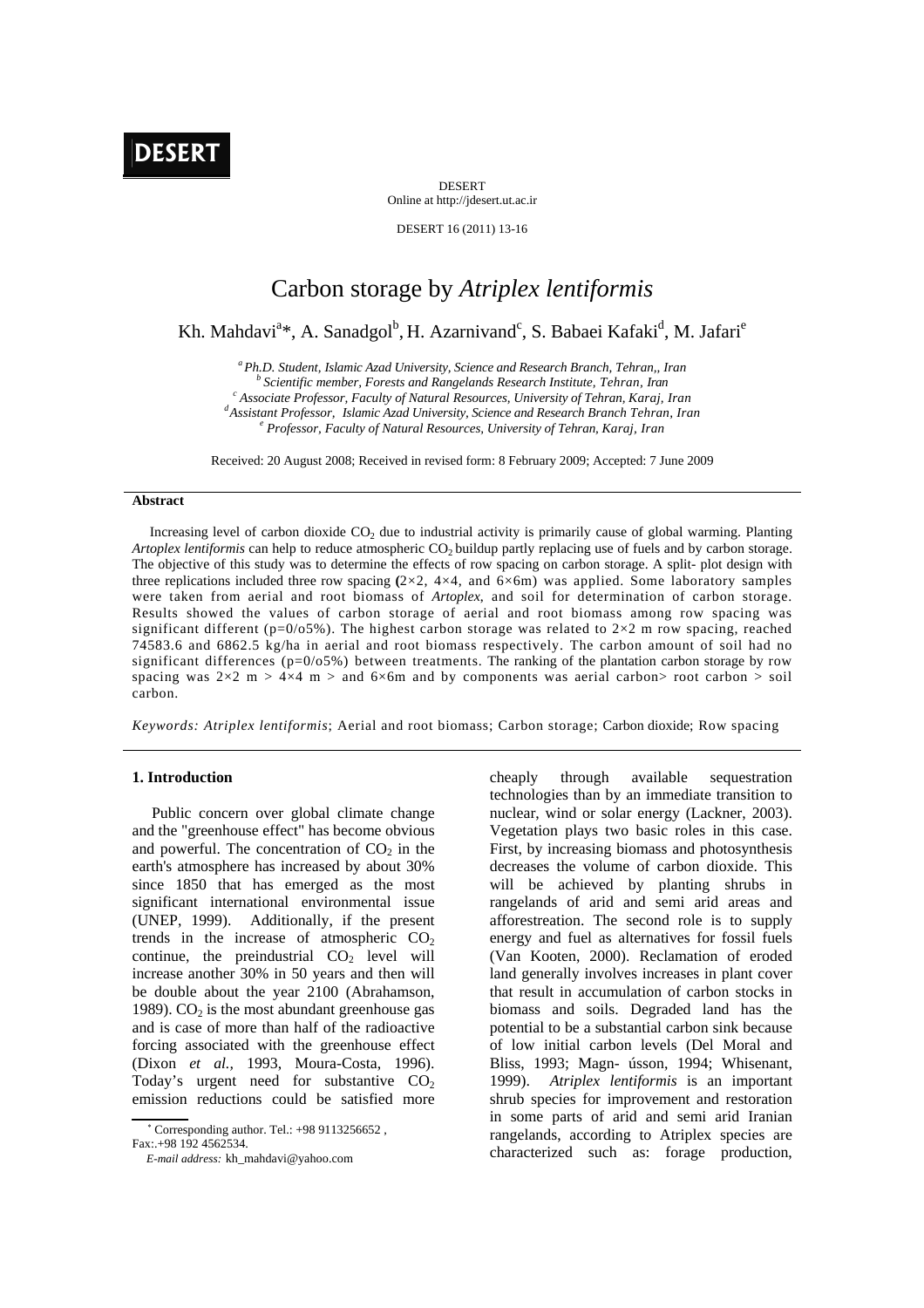# Carbon storage by *Atriplex lentiformis*

Kh. Mahdavi[a]*, A. Sanadgol[b], H. Azarnivand[c], S. Babaei Kafaki[d], M. Jafari[e]

[a] *Ph.D. Student, Islamic Azad University, Science and Research Branch, Tehran,, Iran*
[b] *Scientific member, Forests and Rangelands Research Institute, Tehran, Iran*
[c] *Associate Professor, Faculty of Natural Resources, University of Tehran, Karaj, Iran*
[d] *Assistant Professor, Islamic Azad University, Science and Research Branch Tehran, Iran*
[e] *Professor, Faculty of Natural Resources, University of Tehran, Karaj, Iran*

Received: 20 August 2008; Received in revised form: 8 February 2009; Accepted: 7 June 2009

### Abstract

Increasing level of carbon dioxide $CO_2$ due to industrial activity is primarily cause of global warming. Planting *Artoplex lentiformis* can help to reduce atmospheric $CO_2$ buildup partly replacing use of fuels and by carbon storage. The objective of this study was to determine the effects of row spacing on carbon storage. A split- plot design with three replications included three row spacing **(**2×2, 4×4, and 6×6m) was applied. Some laboratory samples were taken from aerial and root biomass of *Artoplex*, and soil for determination of carbon storage. Results showed the values of carbon storage of aerial and root biomass among row spacing was significant different (p=0/o5%). The highest carbon storage was related to 2×2 m row spacing, reached 74583.6 and 6862.5 kg/ha in aerial and root biomass respectively. The carbon amount of soil had no significant differences (p=0/o5%) between treatments. The ranking of the plantation carbon storage by row spacing was 2×2 m > 4×4 m > and 6×6m and by components was aerial carbon> root carbon > soil carbon.

*Keywords: Atriplex lentiformis*; Aerial and root biomass; Carbon storage; Carbon dioxide; Row spacing

## 1. Introduction

Public concern over global climate change and the "greenhouse effect" has become obvious and powerful. The concentration of $CO_2$ in the earth's atmosphere has increased by about 30% since 1850 that has emerged as the most significant international environmental issue (UNEP, 1999). Additionally, if the present trends in the increase of atmospheric $CO_2$ continue, the preindustrial $CO_2$ level will increase another 30% in 50 years and then will be double about the year 2100 (Abrahamson, 1989). $CO_2$ is the most abundant greenhouse gas and is case of more than half of the radioactive forcing associated with the greenhouse effect (Dixon *et al.,* 1993, Moura-Costa, 1996). Today's urgent need for substantive $CO_2$ emission reductions could be satisfied more cheaply through available sequestration technologies than by an immediate transition to nuclear, wind or solar energy (Lackner, 2003). Vegetation plays two basic roles in this case. First, by increasing biomass and photosynthesis decreases the volume of carbon dioxide. This will be achieved by planting shrubs in rangelands of arid and semi arid areas and afforestreation. The second role is to supply energy and fuel as alternatives for fossil fuels (Van Kooten, 2000). Reclamation of eroded land generally involves increases in plant cover that result in accumulation of carbon stocks in biomass and soils. Degraded land has the potential to be a substantial carbon sink because of low initial carbon levels (Del Moral and Bliss, 1993; Magn- ússon, 1994; Whisenant, 1999). *Atriplex lentiformis* is an important shrub species for improvement and restoration in some parts of arid and semi arid Iranian rangelands, according to Atriplex species are characterized such as: forage production,

* Corresponding author. Tel.: +98 9113256652 , Fax:.+98 192 4562534.
*E-mail address:* kh_mahdavi@yahoo.com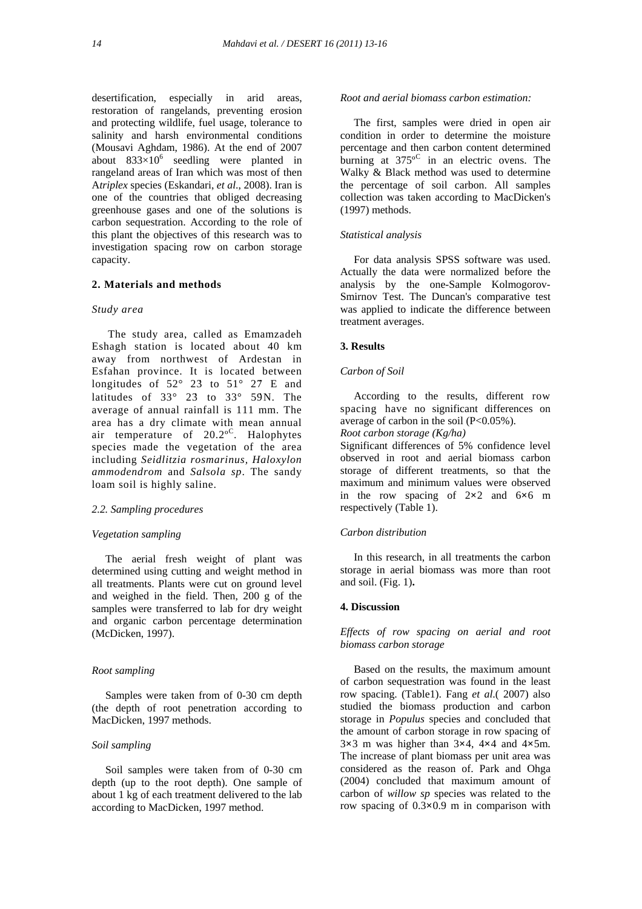desertification, especially in arid areas, restoration of rangelands, preventing erosion and protecting wildlife, fuel usage, tolerance to salinity and harsh environmental conditions (Mousavi Aghdam, 1986). At the end of 2007 about $833×10^6$ seedling were planted in rangeland areas of Iran which was most of then A*triplex* species (Eskandari, *et al.*, 2008). Iran is one of the countries that obliged decreasing greenhouse gases and one of the solutions is carbon sequestration. According to the role of this plant the objectives of this research was to investigation spacing row on carbon storage capacity.

## 2. Materials and methods

### *Study area*

The study area, called as Emamzadeh Eshagh station is located about 40 km away from northwest of Ardestan in Esfahan province. It is located between longitudes of 52° 23 to 51° 27 E and latitudes of 33° 23 to 33° 59N. The average of annual rainfall is 111 mm. The area has a dry climate with mean annual air temperature of $20.2^{oC}$. Halophytes species made the vegetation of the area including *Seidlitzia rosmarinus, Haloxylon ammodendrom* and *Salsola sp*. The sandy loam soil is highly saline.

### *2.2. Sampling procedures*

### *Vegetation sampling*

The aerial fresh weight of plant was determined using cutting and weight method in all treatments. Plants were cut on ground level and weighed in the field. Then, 200 g of the samples were transferred to lab for dry weight and organic carbon percentage determination (McDicken, 1997).

### *Root sampling*

Samples were taken from of 0-30 cm depth (the depth of root penetration according to MacDicken, 1997 methods.

### *Soil sampling*

Soil samples were taken from of 0-30 cm depth (up to the root depth). One sample of about 1 kg of each treatment delivered to the lab according to MacDicken, 1997 method.

### *Root and aerial biomass carbon estimation:*

The first, samples were dried in open air condition in order to determine the moisture percentage and then carbon content determined burning at $375^{oC}$ in an electric ovens. The Walky & Black method was used to determine the percentage of soil carbon. All samples collection was taken according to MacDicken's (1997) methods.

### *Statistical analysis*

For data analysis SPSS software was used. Actually the data were normalized before the analysis by the one-Sample Kolmogorov-Smirnov Test. The Duncan's comparative test was applied to indicate the difference between treatment averages.

## 3. Results

### *Carbon of Soil*

According to the results, different row spacing have no significant differences on average of carbon in the soil ($P<0.05\%$).

*Root carbon storage (Kg/ha)*

Significant differences of 5% confidence level observed in root and aerial biomass carbon storage of different treatments, so that the maximum and minimum values were observed in the row spacing of 2×2 and 6×6 m respectively (Table 1).

### *Carbon distribution*

In this research, in all treatments the carbon storage in aerial biomass was more than root and soil. (Fig. 1)**.**

## 4. Discussion

### *Effects of row spacing on aerial and root biomass carbon storage*

Based on the results, the maximum amount of carbon sequestration was found in the least row spacing. (Table1). Fang *et al.*( 2007) also studied the biomass production and carbon storage in *Populus* species and concluded that the amount of carbon storage in row spacing of 3×3 m was higher than 3×4, 4×4 and 4×5m. The increase of plant biomass per unit area was considered as the reason of. Park and Ohga (2004) concluded that maximum amount of carbon of *willow sp* species was related to the row spacing of 0.3×0.9 m in comparison with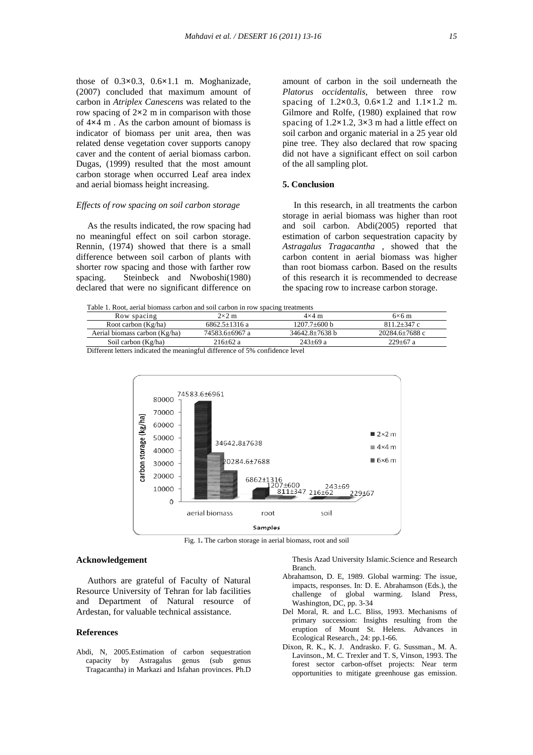those of 0.3×0.3, 0.6×1.1 m. Moghanizade, (2007) concluded that maximum amount of carbon in *Atriplex Canescens* was related to the row spacing of 2×2 m in comparison with those of 4×4 m . As the carbon amount of biomass is indicator of biomass per unit area, then was related dense vegetation cover supports canopy caver and the content of aerial biomass carbon. Dugas, (1999) resulted that the most amount carbon storage when occurred Leaf area index and aerial biomass height increasing.

*Effects of row spacing on soil carbon storage*

As the results indicated, the row spacing had no meaningful effect on soil carbon storage. Rennin, (1974) showed that there is a small difference between soil carbon of plants with shorter row spacing and those with farther row spacing. Steinbeck and Nwoboshi(1980) declared that were no significant difference on amount of carbon in the soil underneath the *Platorus occidentalis*, between three row spacing of 1.2×0.3, 0.6×1.2 and 1.1×1.2 m. Gilmore and Rolfe, (1980) explained that row spacing of 1.2×1.2, 3×3 m had a little effect on soil carbon and organic material in a 25 year old pine tree. They also declared that row spacing did not have a significant effect on soil carbon of the all sampling plot.

## 5. Conclusion

In this research, in all treatments the carbon storage in aerial biomass was higher than root and soil carbon. Abdi(2005) reported that estimation of carbon sequestration capacity by *Astragalus Tragacantha* , showed that the carbon content in aerial biomass was higher than root biomass carbon. Based on the results of this research it is recommended to decrease the spacing row to increase carbon storage.

Table 1. Root, aerial biomass carbon and soil carbon in row spacing treatments

| Row spacing | 2×2 m | 4×4 m | 6×6 m |
|---|---|---|---|
| Root carbon (Kg/ha) | 6862.5±1316 a | 1207.7±600 b | 811.2±347 c |
| Aerial biomass carbon (Kg/ha) | 74583.6±6967 a | 34642.8±7638 b | 20284.6±7688 c |
| Soil carbon (Kg/ha) | 216±62 a | 243±69 a | 229±67 a |

Different letters indicated the meaningful difference of 5% confidence level

Fig. 1. The carbon storage in aerial biomass, root and soil

## Acknowledgement

Authors are grateful of Faculty of Natural Resource University of Tehran for lab facilities and Department of Natural resource of Ardestan, for valuable technical assistance.

## References

Abdi, N, 2005.Estimation of carbon sequestration capacity by Astragalus genus (sub genus Tragacantha) in Markazi and Isfahan provinces. Ph.D Thesis Azad University Islamic.Science and Research Branch.

Abrahamson, D. E, 1989. Global warming: The issue, impacts, responses. In: D. E. Abrahamson (Eds.), the challenge of global warming. Island Press, Washington, DC, pp. 3-34

Del Moral, R. and L.C. Bliss, 1993. Mechanisms of primary succession: Insights resulting from the eruption of Mount St. Helens. Advances in Ecological Research., 24: pp.1-66.

Dixon, R. K., K. J. Andrasko. F. G. Sussman., M. A. Lavinson., M. C. Trexler and T. S, Vinson, 1993. The forest sector carbon-offset projects: Near term opportunities to mitigate greenhouse gas emission.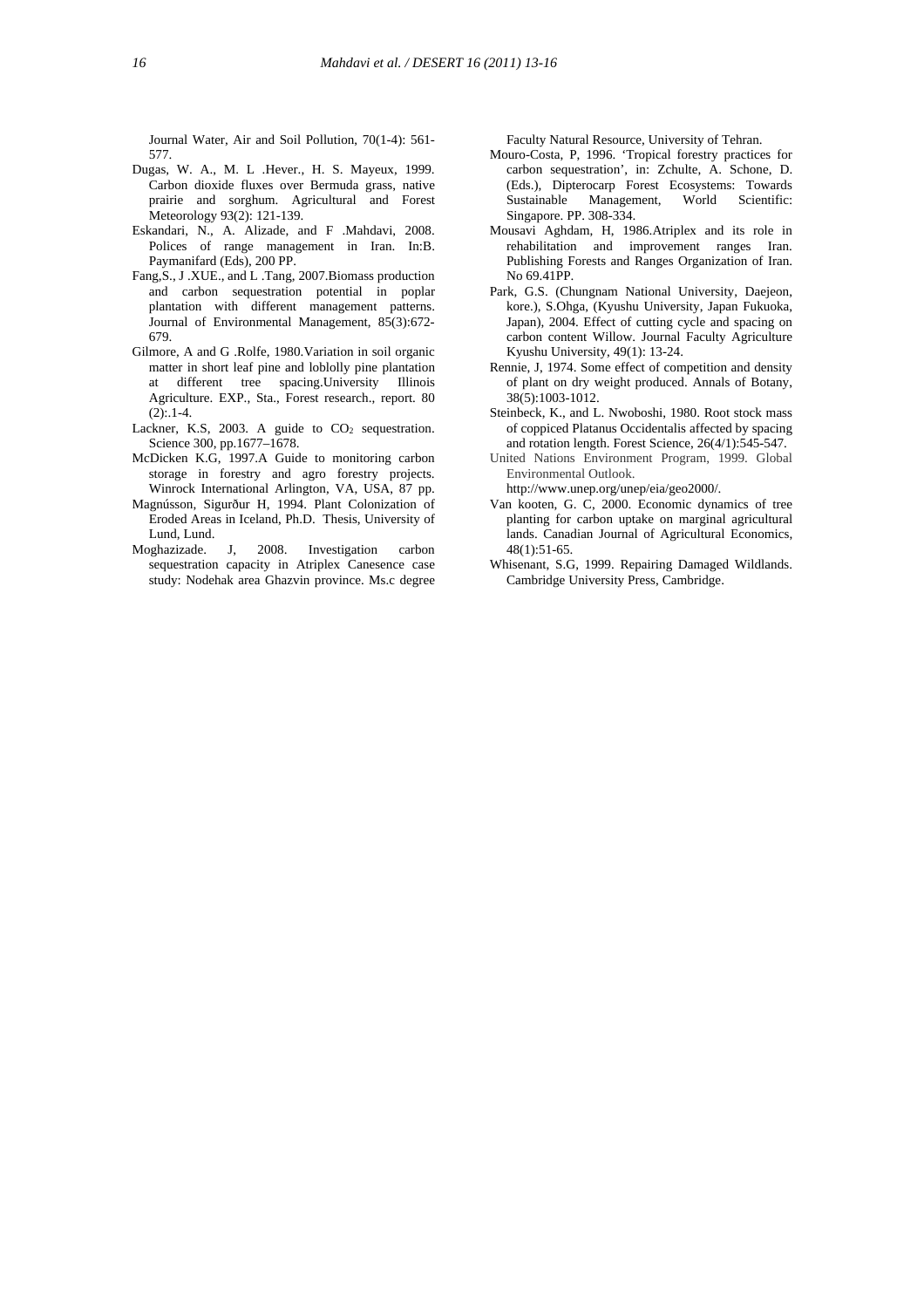Journal Water, Air and Soil Pollution, 70(1-4): 561-577.

Dugas, W. A., M. L .Hever., H. S. Mayeux, 1999. Carbon dioxide fluxes over Bermuda grass, native prairie and sorghum. Agricultural and Forest Meteorology 93(2): 121-139.

Eskandari, N., A. Alizade, and F .Mahdavi, 2008. Polices of range management in Iran. In:B. Paymanifard (Eds), 200 PP.

Fang,S., J .XUE., and L .Tang, 2007.Biomass production and carbon sequestration potential in poplar plantation with different management patterns. Journal of Environmental Management, 85(3):672-679.

Gilmore, A and G .Rolfe, 1980.Variation in soil organic matter in short leaf pine and loblolly pine plantation at different tree spacing.University Illinois Agriculture. EXP., Sta., Forest research., report. 80 (2):.1-4.

Lackner, K.S, 2003. A guide to $CO_2$ sequestration. Science 300, pp.1677–1678.

McDicken K.G, 1997.A Guide to monitoring carbon storage in forestry and agro forestry projects. Winrock International Arlington, VA, USA, 87 pp.

Magnússon, Sigurður H, 1994. Plant Colonization of Eroded Areas in Iceland, Ph.D. Thesis, University of Lund, Lund.

Moghazizade. J, 2008. Investigation carbon sequestration capacity in Atriplex Canesence case study: Nodehak area Ghazvin province. Ms.c degree Faculty Natural Resource, University of Tehran.

Mouro-Costa, P, 1996. 'Tropical forestry practices for carbon sequestration', in: Zchulte, A. Schone, D. (Eds.), Dipterocarp Forest Ecosystems: Towards Sustainable Management, World Scientific: Singapore. PP. 308-334.

Mousavi Aghdam, H, 1986.Atriplex and its role in rehabilitation and improvement ranges Iran. Publishing Forests and Ranges Organization of Iran. No 69.41PP.

Park, G.S. (Chungnam National University, Daejeon, kore.), S.Ohga, (Kyushu University, Japan Fukuoka, Japan), 2004. Effect of cutting cycle and spacing on carbon content Willow. Journal Faculty Agriculture Kyushu University, 49(1): 13-24.

Rennie, J, 1974. Some effect of competition and density of plant on dry weight produced. Annals of Botany, 38(5):1003-1012.

Steinbeck, K., and L. Nwoboshi, 1980. Root stock mass of coppiced Platanus Occidentalis affected by spacing and rotation length. Forest Science, 26(4/1):545-547.

United Nations Environment Program, 1999. Global Environmental Outlook. http://www.unep.org/unep/eia/geo2000/.

Van kooten, G. C, 2000. Economic dynamics of tree planting for carbon uptake on marginal agricultural lands. Canadian Journal of Agricultural Economics, 48(1):51-65.

Whisenant, S.G, 1999. Repairing Damaged Wildlands. Cambridge University Press, Cambridge.